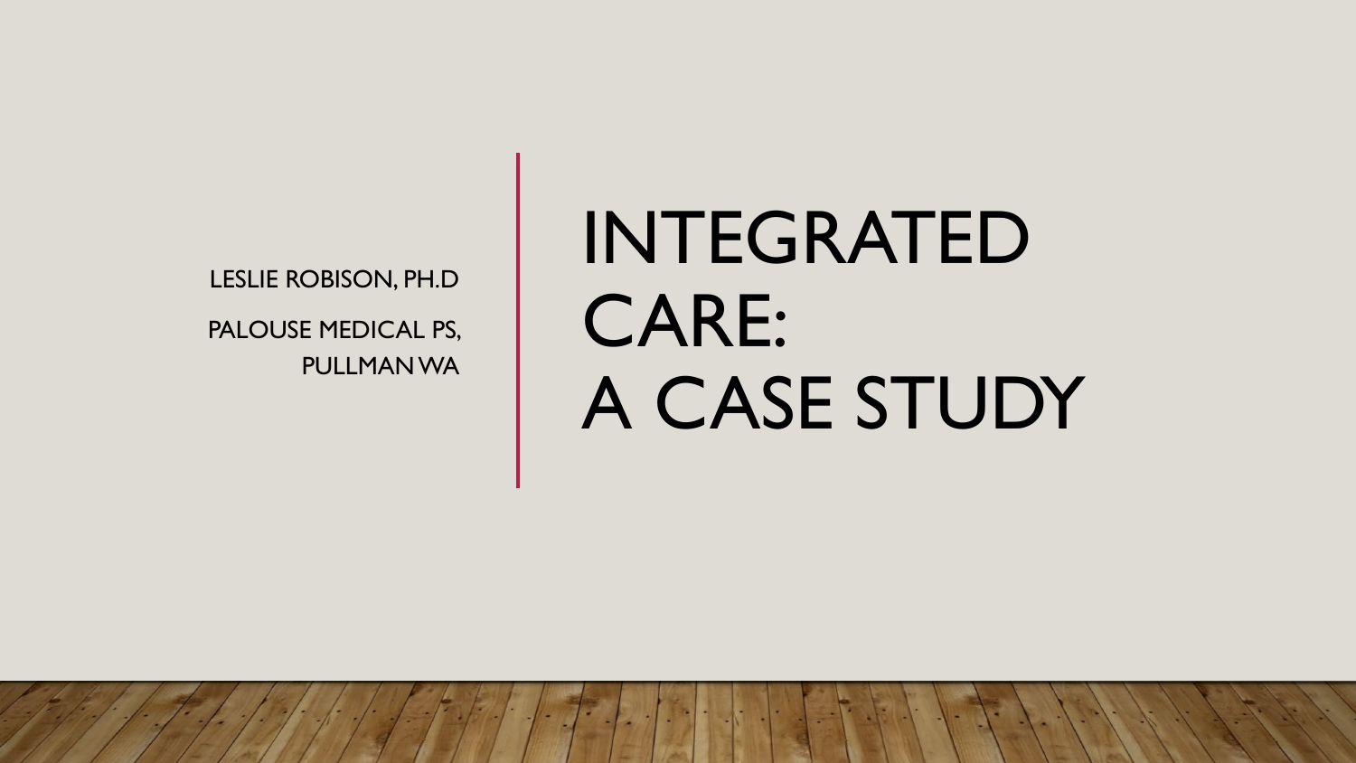# INTEGRATED CARE: A CASE STUDY

LESLIE ROBISON, PH.D

PALOUSE MEDICAL PS, PULLMAN WA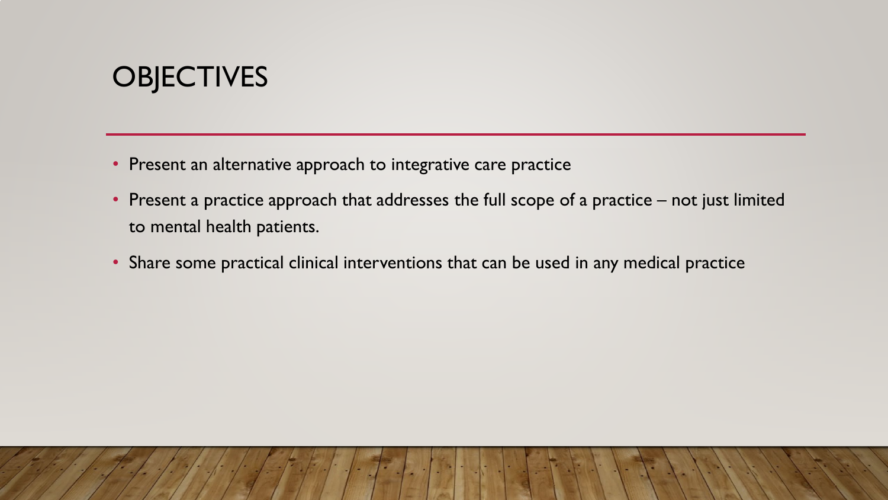# OBJECTIVES

- Present an alternative approach to integrative care practice
- Present a practice approach that addresses the full scope of a practice – not just limited to mental health patients.
- Share some practical clinical interventions that can be used in any medical practice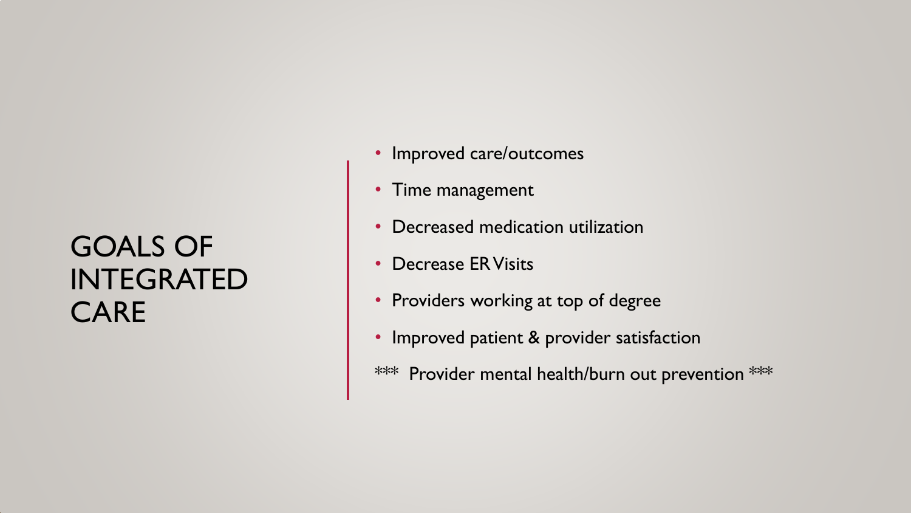# GOALS OF INTEGRATED CARE

- Improved care/outcomes
- Time management
- Decreased medication utilization
- Decrease ER Visits
- Providers working at top of degree
- Improved patient & provider satisfaction

*** Provider mental health/burn out prevention ***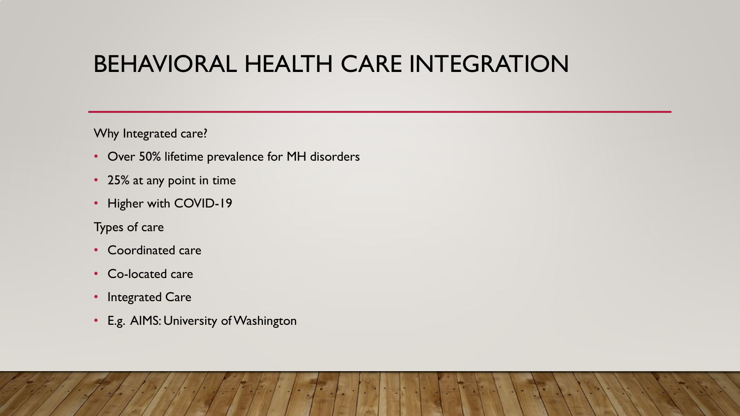# BEHAVIORAL HEALTH CARE INTEGRATION

Why Integrated care?

- Over 50% lifetime prevalence for MH disorders
- 25% at any point in time
- Higher with COVID-19

Types of care

- Coordinated care
- Co-located care
- Integrated Care
- E.g. AIMS: University of Washington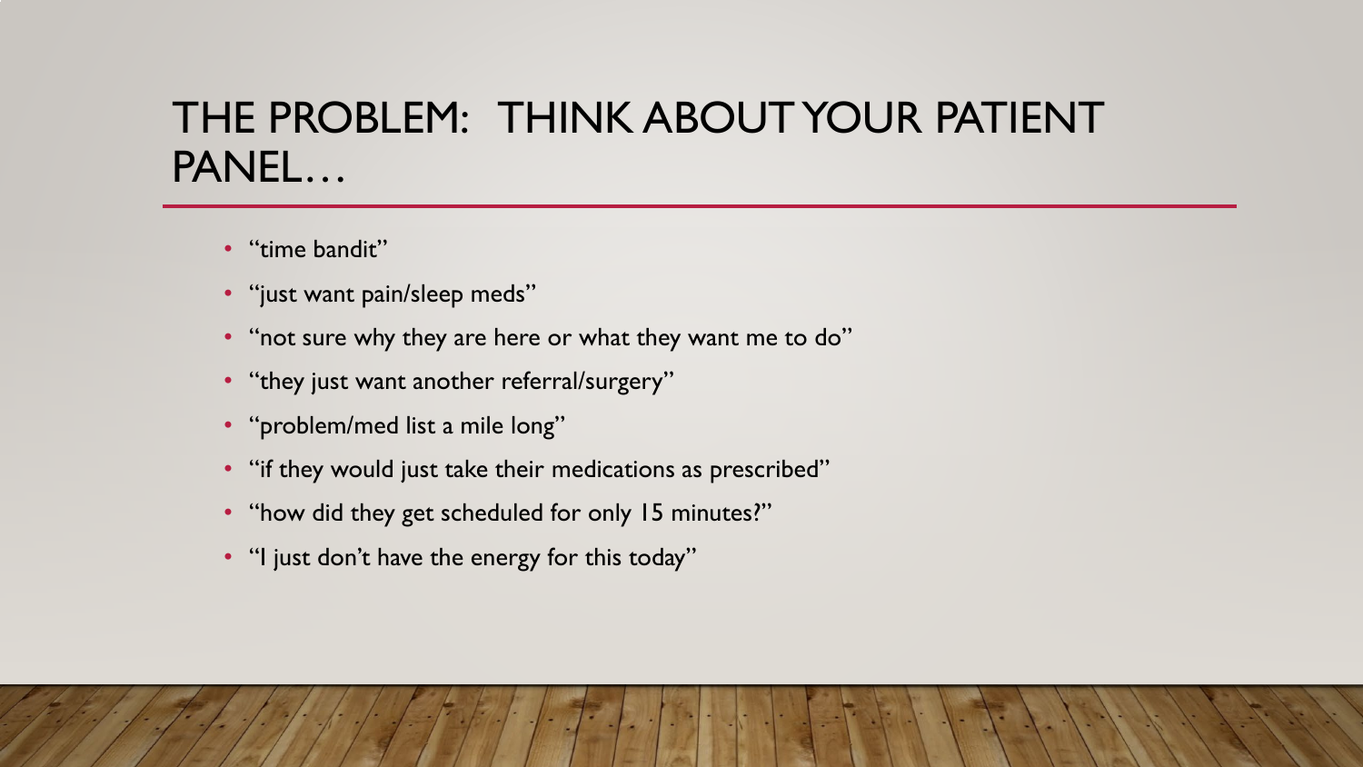# THE PROBLEM: THINK ABOUT YOUR PATIENT PANEL…

- "time bandit"
- "just want pain/sleep meds"
- "not sure why they are here or what they want me to do"
- "they just want another referral/surgery"
- "problem/med list a mile long"
- "if they would just take their medications as prescribed"
- "how did they get scheduled for only 15 minutes?"
- "I just don't have the energy for this today"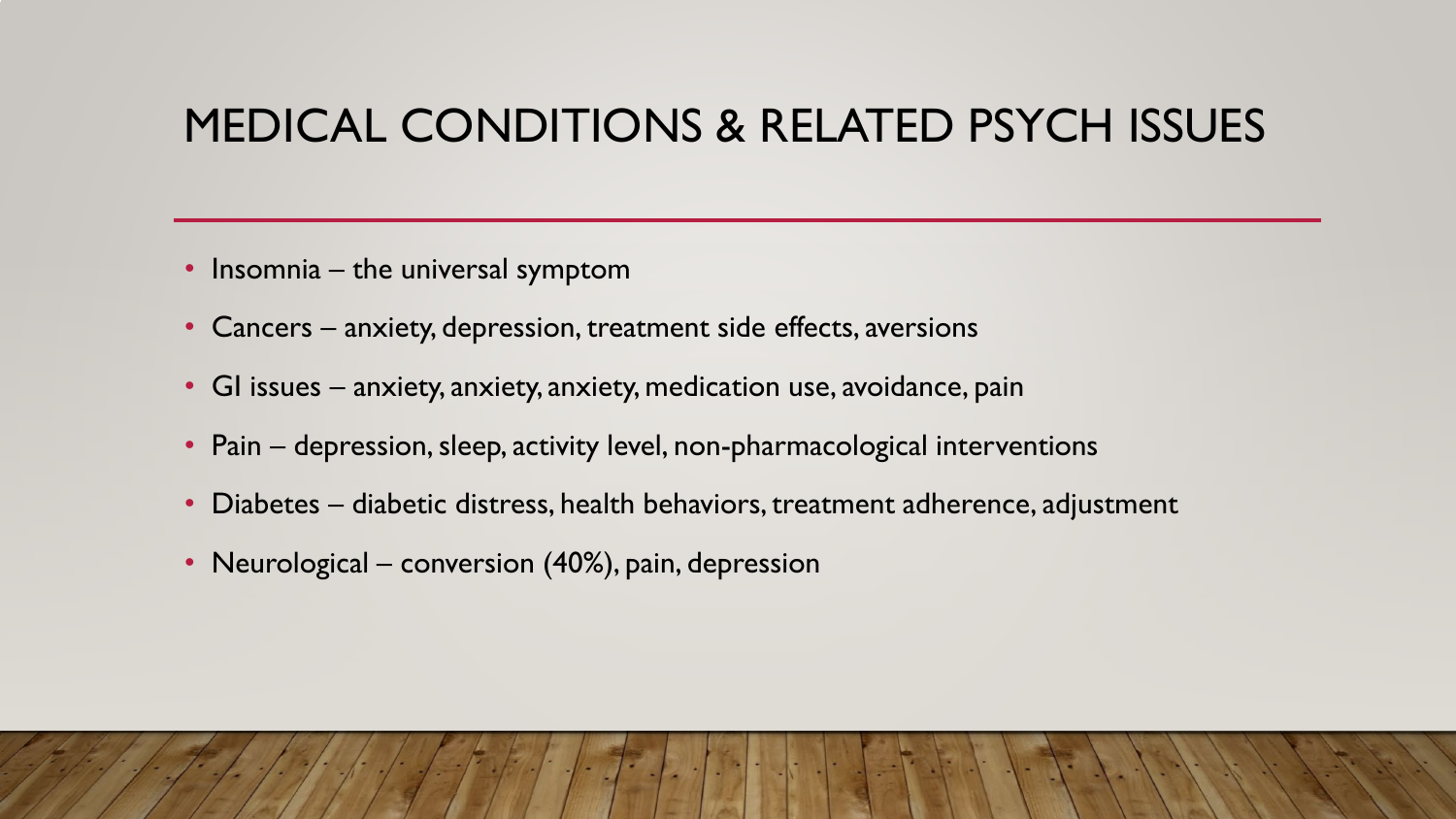# MEDICAL CONDITIONS & RELATED PSYCH ISSUES

- Insomnia – the universal symptom
- Cancers – anxiety, depression, treatment side effects, aversions
- GI issues – anxiety, anxiety, anxiety, medication use, avoidance, pain
- Pain – depression, sleep, activity level, non-pharmacological interventions
- Diabetes – diabetic distress, health behaviors, treatment adherence, adjustment
- Neurological – conversion (40%), pain, depression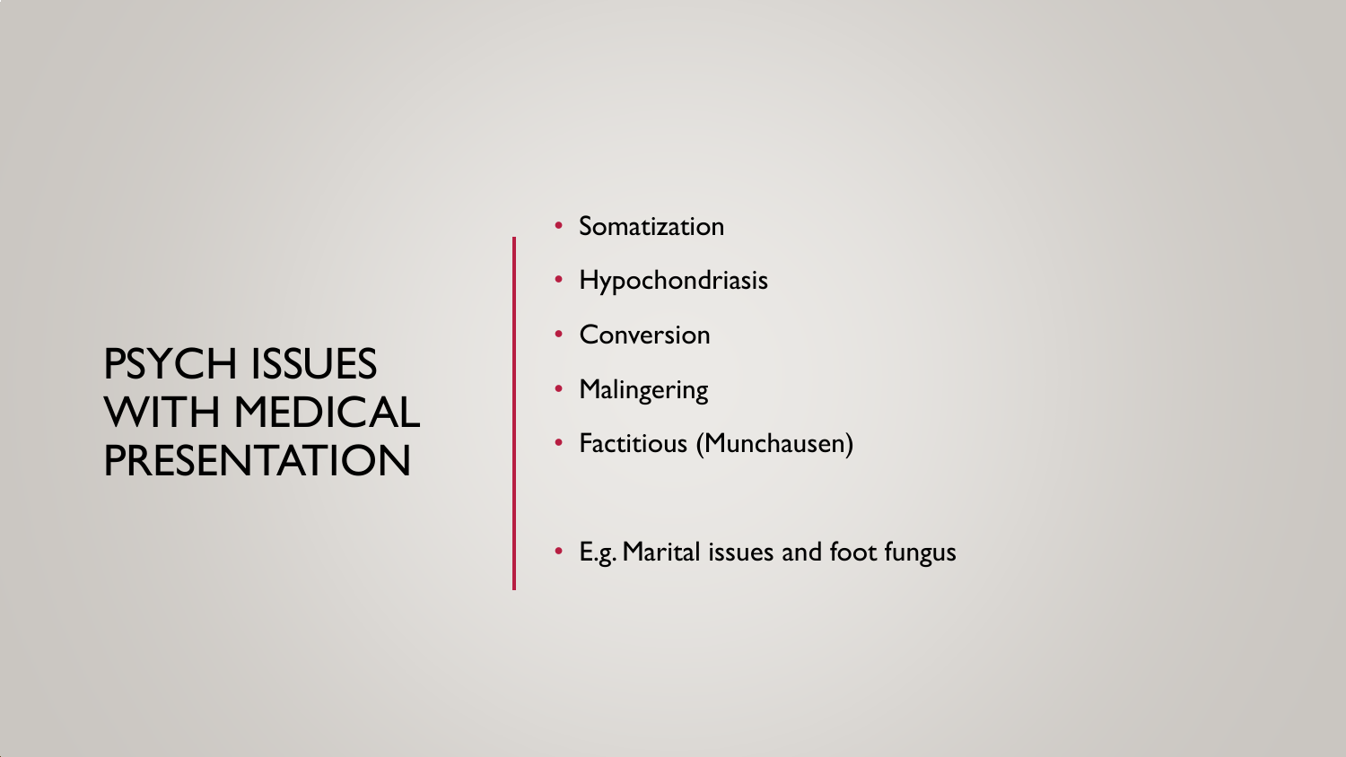# PSYCH ISSUES WITH MEDICAL PRESENTATION

- Somatization
- Hypochondriasis
- Conversion
- Malingering
- Factitious (Munchausen)

- E.g. Marital issues and foot fungus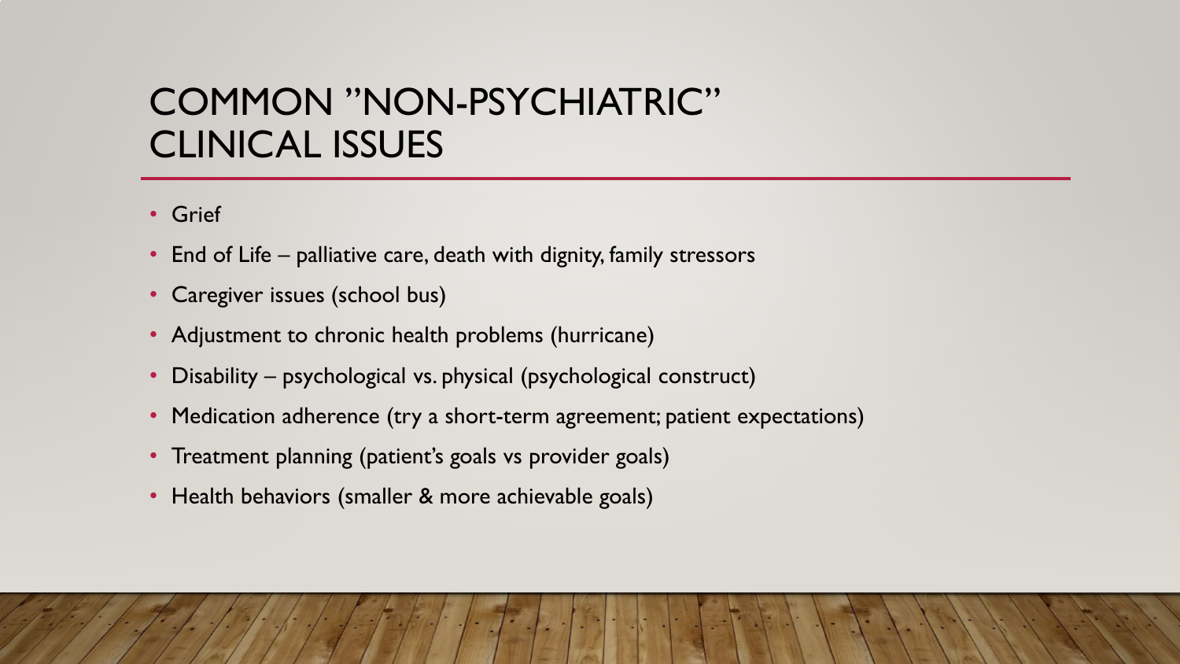# COMMON "NON-PSYCHIATRIC" CLINICAL ISSUES

- Grief
- End of Life – palliative care, death with dignity, family stressors
- Caregiver issues (school bus)
- Adjustment to chronic health problems (hurricane)
- Disability – psychological vs. physical (psychological construct)
- Medication adherence (try a short-term agreement; patient expectations)
- Treatment planning (patient's goals vs provider goals)
- Health behaviors (smaller & more achievable goals)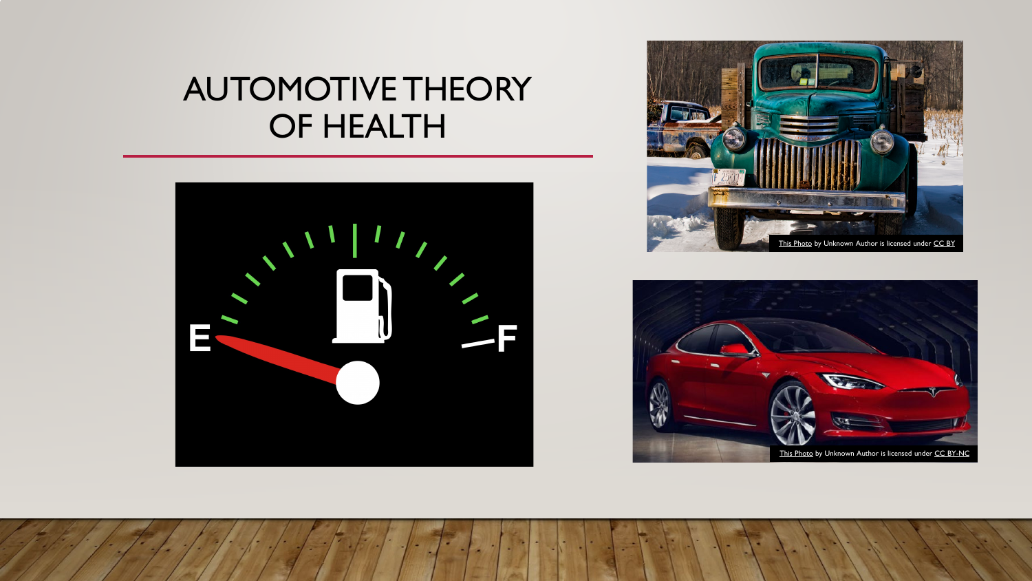# AUTOMOTIVE THEORY OF HEALTH

This Photo by Unknown Author is licensed under CC BY

This Photo by Unknown Author is licensed under CC BY-NC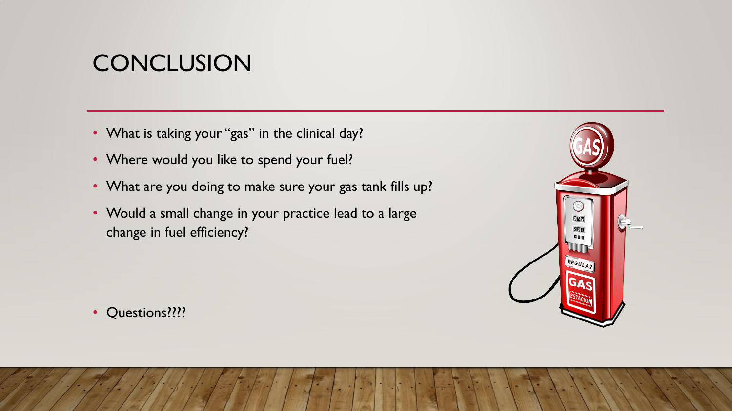# CONCLUSION

- What is taking your "gas" in the clinical day?
- Where would you like to spend your fuel?
- What are you doing to make sure your gas tank fills up?
- Would a small change in your practice lead to a large change in fuel efficiency?

- Questions????